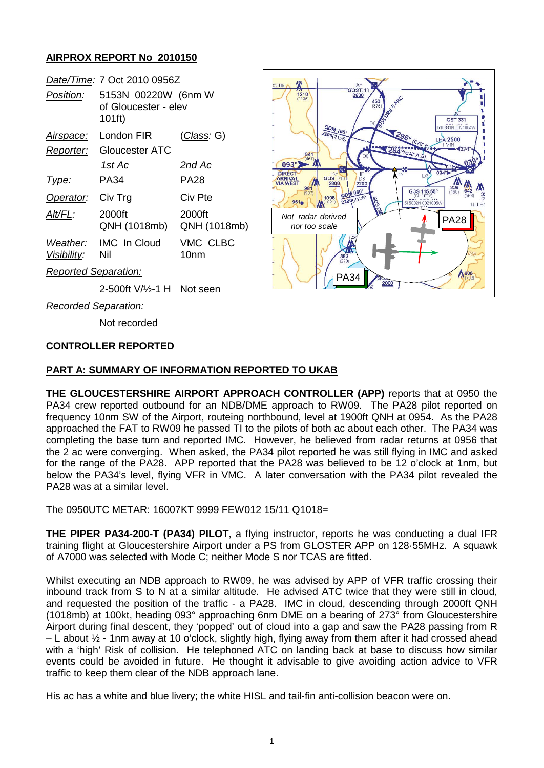**AIRPROX REPORT No 2010150**

| | | |
|---|---|---|
| *Date/Time:* | 7 Oct 2010 0956Z | |
| *Position:* | 5153N 00220W (6nm W of Gloucester - elev 101ft) | |
| *Airspace:* | London FIR | (*Class*: G) |
| *Reporter:* | Gloucester ATC | |
| | *1st Ac* | *2nd Ac* |
| *Type:* | PA34 | PA28 |
| *Operator:* | Civ Trg | Civ Pte |
| *Alt/FL:* | 2000ft QNH (1018mb) | 2000ft QNH (1018mb) |
| *Weather:* *Visibility:* | IMC In Cloud Nil | VMC CLBC 10nm |
| *Reported Separation:* | | |
| | 2-500ft V/½-1 H | Not seen |
| *Recorded Separation:* | | |
| | Not recorded | |

**CONTROLLER REPORTED**

**PART A: SUMMARY OF INFORMATION REPORTED TO UKAB**

**THE GLOUCESTERSHIRE AIRPORT APPROACH CONTROLLER (APP)** reports that at 0950 the PA34 crew reported outbound for an NDB/DME approach to RW09. The PA28 pilot reported on frequency 10nm SW of the Airport, routeing northbound, level at 1900ft QNH at 0954. As the PA28 approached the FAT to RW09 he passed TI to the pilots of both ac about each other. The PA34 was completing the base turn and reported IMC. However, he believed from radar returns at 0956 that the 2 ac were converging. When asked, the PA34 pilot reported he was still flying in IMC and asked for the range of the PA28. APP reported that the PA28 was believed to be 12 o'clock at 1nm, but below the PA34's level, flying VFR in VMC. A later conversation with the PA34 pilot revealed the PA28 was at a similar level.

The 0950UTC METAR: 16007KT 9999 FEW012 15/11 Q1018=

**THE PIPER PA34-200-T (PA34) PILOT**, a flying instructor, reports he was conducting a dual IFR training flight at Gloucestershire Airport under a PS from GLOSTER APP on 128·55MHz. A squawk of A7000 was selected with Mode C; neither Mode S nor TCAS are fitted.

Whilst executing an NDB approach to RW09, he was advised by APP of VFR traffic crossing their inbound track from S to N at a similar altitude. He advised ATC twice that they were still in cloud, and requested the position of the traffic - a PA28. IMC in cloud, descending through 2000ft QNH (1018mb) at 100kt, heading 093° approaching 6nm DME on a bearing of 273° from Gloucestershire Airport during final descent, they 'popped' out of cloud into a gap and saw the PA28 passing from R – L about ½ - 1nm away at 10 o'clock, slightly high, flying away from them after it had crossed ahead with a 'high' Risk of collision. He telephoned ATC on landing back at base to discuss how similar events could be avoided in future. He thought it advisable to give avoiding action advice to VFR traffic to keep them clear of the NDB approach lane.

His ac has a white and blue livery; the white HISL and tail-fin anti-collision beacon were on.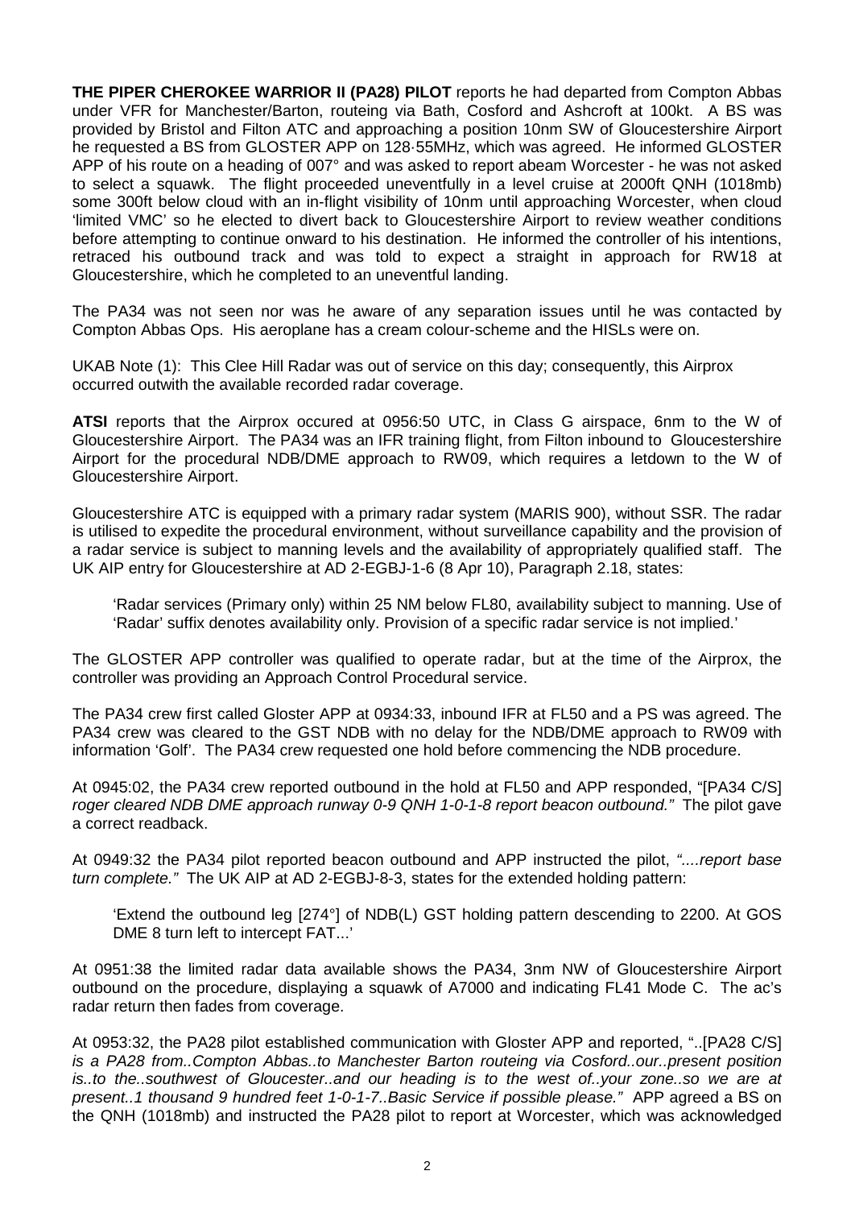**THE PIPER CHEROKEE WARRIOR II (PA28) PILOT** reports he had departed from Compton Abbas under VFR for Manchester/Barton, routeing via Bath, Cosford and Ashcroft at 100kt. A BS was provided by Bristol and Filton ATC and approaching a position 10nm SW of Gloucestershire Airport he requested a BS from GLOSTER APP on 128·55MHz, which was agreed. He informed GLOSTER APP of his route on a heading of 007° and was asked to report abeam Worcester - he was not asked to select a squawk. The flight proceeded uneventfully in a level cruise at 2000ft QNH (1018mb) some 300ft below cloud with an in-flight visibility of 10nm until approaching Worcester, when cloud 'limited VMC' so he elected to divert back to Gloucestershire Airport to review weather conditions before attempting to continue onward to his destination. He informed the controller of his intentions, retraced his outbound track and was told to expect a straight in approach for RW18 at Gloucestershire, which he completed to an uneventful landing.

The PA34 was not seen nor was he aware of any separation issues until he was contacted by Compton Abbas Ops. His aeroplane has a cream colour-scheme and the HISLs were on.

UKAB Note (1): This Clee Hill Radar was out of service on this day; consequently, this Airprox occurred outwith the available recorded radar coverage.

**ATSI** reports that the Airprox occured at 0956:50 UTC, in Class G airspace, 6nm to the W of Gloucestershire Airport. The PA34 was an IFR training flight, from Filton inbound to Gloucestershire Airport for the procedural NDB/DME approach to RW09, which requires a letdown to the W of Gloucestershire Airport.

Gloucestershire ATC is equipped with a primary radar system (MARIS 900), without SSR. The radar is utilised to expedite the procedural environment, without surveillance capability and the provision of a radar service is subject to manning levels and the availability of appropriately qualified staff. The UK AIP entry for Gloucestershire at AD 2-EGBJ-1-6 (8 Apr 10), Paragraph 2.18, states:

> 'Radar services (Primary only) within 25 NM below FL80, availability subject to manning. Use of 'Radar' suffix denotes availability only. Provision of a specific radar service is not implied.'

The GLOSTER APP controller was qualified to operate radar, but at the time of the Airprox, the controller was providing an Approach Control Procedural service.

The PA34 crew first called Gloster APP at 0934:33, inbound IFR at FL50 and a PS was agreed. The PA34 crew was cleared to the GST NDB with no delay for the NDB/DME approach to RW09 with information 'Golf'. The PA34 crew requested one hold before commencing the NDB procedure.

At 0945:02, the PA34 crew reported outbound in the hold at FL50 and APP responded, "[PA34 C/S] *roger cleared NDB DME approach runway 0-9 QNH 1-0-1-8 report beacon outbound."* The pilot gave a correct readback.

At 0949:32 the PA34 pilot reported beacon outbound and APP instructed the pilot, *"....report base turn complete."* The UK AIP at AD 2-EGBJ-8-3, states for the extended holding pattern:

> 'Extend the outbound leg [274°] of NDB(L) GST holding pattern descending to 2200. At GOS DME 8 turn left to intercept FAT...'

At 0951:38 the limited radar data available shows the PA34, 3nm NW of Gloucestershire Airport outbound on the procedure, displaying a squawk of A7000 and indicating FL41 Mode C. The ac's radar return then fades from coverage.

At 0953:32, the PA28 pilot established communication with Gloster APP and reported, "..[PA28 C/S] *is a PA28 from..Compton Abbas..to Manchester Barton routeing via Cosford..our..present position is..to the..southwest of Gloucester..and our heading is to the west of..your zone..so we are at present..1 thousand 9 hundred feet 1-0-1-7..Basic Service if possible please."* APP agreed a BS on the QNH (1018mb) and instructed the PA28 pilot to report at Worcester, which was acknowledged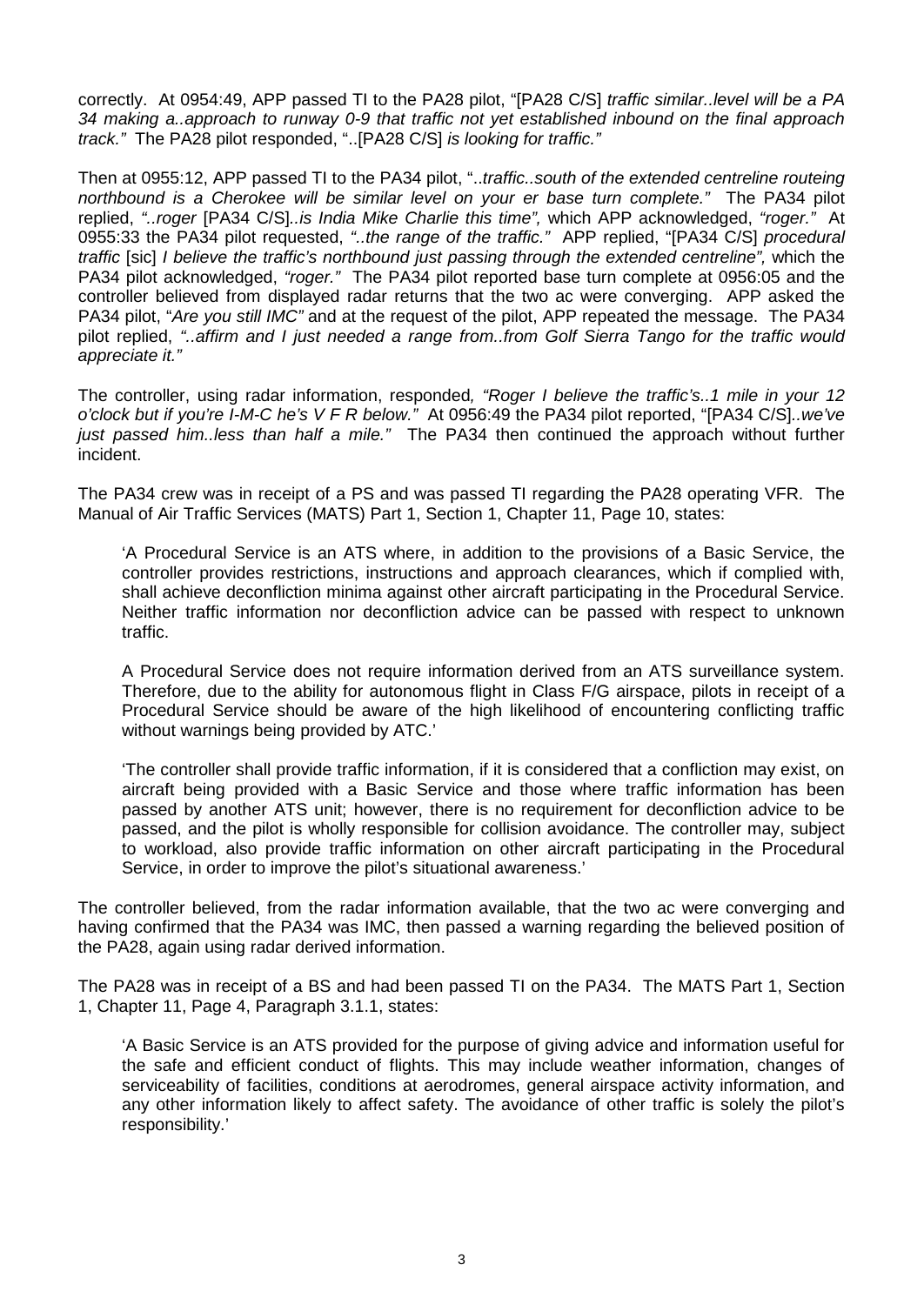correctly. At 0954:49, APP passed TI to the PA28 pilot, "[PA28 C/S] *traffic similar..level will be a PA 34 making a..approach to runway 0-9 that traffic not yet established inbound on the final approach track."* The PA28 pilot responded, "..[PA28 C/S] *is looking for traffic."*

Then at 0955:12, APP passed TI to the PA34 pilot, "..*traffic..south of the extended centreline routeing northbound is a Cherokee will be similar level on your er base turn complete."* The PA34 pilot replied, *"..roger* [PA34 C/S]*..is India Mike Charlie this time",* which APP acknowledged, *"roger."* At 0955:33 the PA34 pilot requested, *"..the range of the traffic."* APP replied, "[PA34 C/S] *procedural traffic* [sic] *I believe the traffic's northbound just passing through the extended centreline",* which the PA34 pilot acknowledged, *"roger."* The PA34 pilot reported base turn complete at 0956:05 and the controller believed from displayed radar returns that the two ac were converging. APP asked the PA34 pilot, "*Are you still IMC"* and at the request of the pilot, APP repeated the message. The PA34 pilot replied, *"..affirm and I just needed a range from..from Golf Sierra Tango for the traffic would appreciate it."*

The controller, using radar information, responded*, "Roger I believe the traffic's..1 mile in your 12 o'clock but if you're I-M-C he's V F R below."* At 0956:49 the PA34 pilot reported, "[PA34 C/S]*..we've just passed him..less than half a mile."* The PA34 then continued the approach without further incident.

The PA34 crew was in receipt of a PS and was passed TI regarding the PA28 operating VFR. The Manual of Air Traffic Services (MATS) Part 1, Section 1, Chapter 11, Page 10, states:

> 'A Procedural Service is an ATS where, in addition to the provisions of a Basic Service, the controller provides restrictions, instructions and approach clearances, which if complied with, shall achieve deconfliction minima against other aircraft participating in the Procedural Service. Neither traffic information nor deconfliction advice can be passed with respect to unknown traffic.
>
> A Procedural Service does not require information derived from an ATS surveillance system. Therefore, due to the ability for autonomous flight in Class F/G airspace, pilots in receipt of a Procedural Service should be aware of the high likelihood of encountering conflicting traffic without warnings being provided by ATC.'
>
> 'The controller shall provide traffic information, if it is considered that a confliction may exist, on aircraft being provided with a Basic Service and those where traffic information has been passed by another ATS unit; however, there is no requirement for deconfliction advice to be passed, and the pilot is wholly responsible for collision avoidance. The controller may, subject to workload, also provide traffic information on other aircraft participating in the Procedural Service, in order to improve the pilot's situational awareness.'

The controller believed, from the radar information available, that the two ac were converging and having confirmed that the PA34 was IMC, then passed a warning regarding the believed position of the PA28, again using radar derived information.

The PA28 was in receipt of a BS and had been passed TI on the PA34. The MATS Part 1, Section 1, Chapter 11, Page 4, Paragraph 3.1.1, states:

> 'A Basic Service is an ATS provided for the purpose of giving advice and information useful for the safe and efficient conduct of flights. This may include weather information, changes of serviceability of facilities, conditions at aerodromes, general airspace activity information, and any other information likely to affect safety. The avoidance of other traffic is solely the pilot's responsibility.'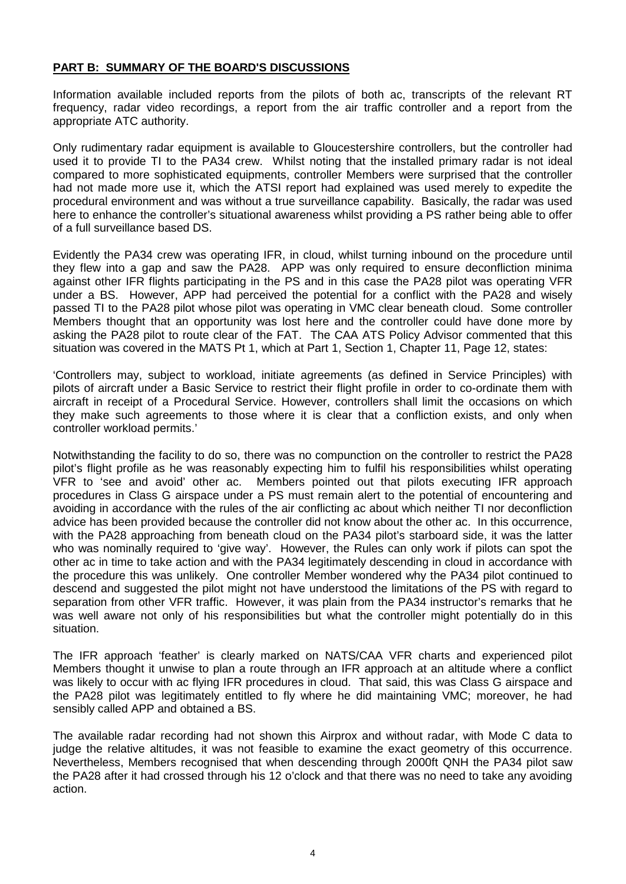**PART B: SUMMARY OF THE BOARD'S DISCUSSIONS**

Information available included reports from the pilots of both ac, transcripts of the relevant RT frequency, radar video recordings, a report from the air traffic controller and a report from the appropriate ATC authority.

Only rudimentary radar equipment is available to Gloucestershire controllers, but the controller had used it to provide TI to the PA34 crew. Whilst noting that the installed primary radar is not ideal compared to more sophisticated equipments, controller Members were surprised that the controller had not made more use it, which the ATSI report had explained was used merely to expedite the procedural environment and was without a true surveillance capability. Basically, the radar was used here to enhance the controller's situational awareness whilst providing a PS rather being able to offer of a full surveillance based DS.

Evidently the PA34 crew was operating IFR, in cloud, whilst turning inbound on the procedure until they flew into a gap and saw the PA28. APP was only required to ensure deconfliction minima against other IFR flights participating in the PS and in this case the PA28 pilot was operating VFR under a BS. However, APP had perceived the potential for a conflict with the PA28 and wisely passed TI to the PA28 pilot whose pilot was operating in VMC clear beneath cloud. Some controller Members thought that an opportunity was lost here and the controller could have done more by asking the PA28 pilot to route clear of the FAT. The CAA ATS Policy Advisor commented that this situation was covered in the MATS Pt 1, which at Part 1, Section 1, Chapter 11, Page 12, states:

'Controllers may, subject to workload, initiate agreements (as defined in Service Principles) with pilots of aircraft under a Basic Service to restrict their flight profile in order to co-ordinate them with aircraft in receipt of a Procedural Service. However, controllers shall limit the occasions on which they make such agreements to those where it is clear that a confliction exists, and only when controller workload permits.'

Notwithstanding the facility to do so, there was no compunction on the controller to restrict the PA28 pilot's flight profile as he was reasonably expecting him to fulfil his responsibilities whilst operating VFR to 'see and avoid' other ac. Members pointed out that pilots executing IFR approach procedures in Class G airspace under a PS must remain alert to the potential of encountering and avoiding in accordance with the rules of the air conflicting ac about which neither TI nor deconfliction advice has been provided because the controller did not know about the other ac. In this occurrence, with the PA28 approaching from beneath cloud on the PA34 pilot's starboard side, it was the latter who was nominally required to 'give way'. However, the Rules can only work if pilots can spot the other ac in time to take action and with the PA34 legitimately descending in cloud in accordance with the procedure this was unlikely. One controller Member wondered why the PA34 pilot continued to descend and suggested the pilot might not have understood the limitations of the PS with regard to separation from other VFR traffic. However, it was plain from the PA34 instructor's remarks that he was well aware not only of his responsibilities but what the controller might potentially do in this situation.

The IFR approach 'feather' is clearly marked on NATS/CAA VFR charts and experienced pilot Members thought it unwise to plan a route through an IFR approach at an altitude where a conflict was likely to occur with ac flying IFR procedures in cloud. That said, this was Class G airspace and the PA28 pilot was legitimately entitled to fly where he did maintaining VMC; moreover, he had sensibly called APP and obtained a BS.

The available radar recording had not shown this Airprox and without radar, with Mode C data to judge the relative altitudes, it was not feasible to examine the exact geometry of this occurrence. Nevertheless, Members recognised that when descending through 2000ft QNH the PA34 pilot saw the PA28 after it had crossed through his 12 o'clock and that there was no need to take any avoiding action.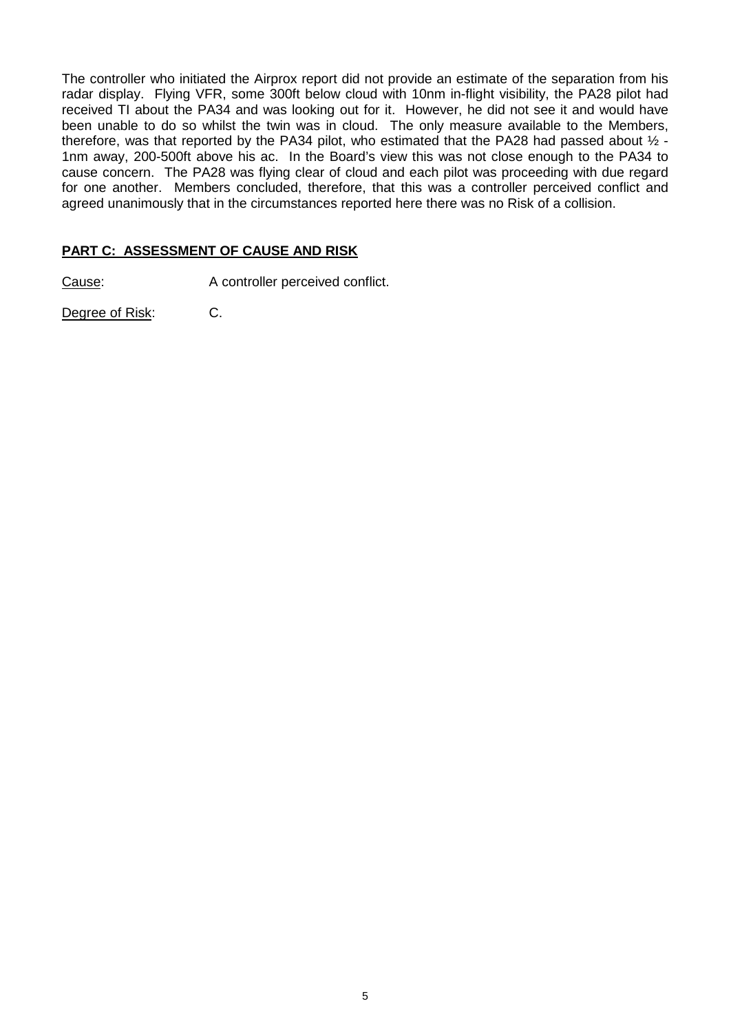The controller who initiated the Airprox report did not provide an estimate of the separation from his radar display. Flying VFR, some 300ft below cloud with 10nm in-flight visibility, the PA28 pilot had received TI about the PA34 and was looking out for it. However, he did not see it and would have been unable to do so whilst the twin was in cloud. The only measure available to the Members, therefore, was that reported by the PA34 pilot, who estimated that the PA28 had passed about ½ - 1nm away, 200-500ft above his ac. In the Board's view this was not close enough to the PA34 to cause concern. The PA28 was flying clear of cloud and each pilot was proceeding with due regard for one another. Members concluded, therefore, that this was a controller perceived conflict and agreed unanimously that in the circumstances reported here there was no Risk of a collision.

**PART C: ASSESSMENT OF CAUSE AND RISK**

Cause: A controller perceived conflict.

Degree of Risk: C.